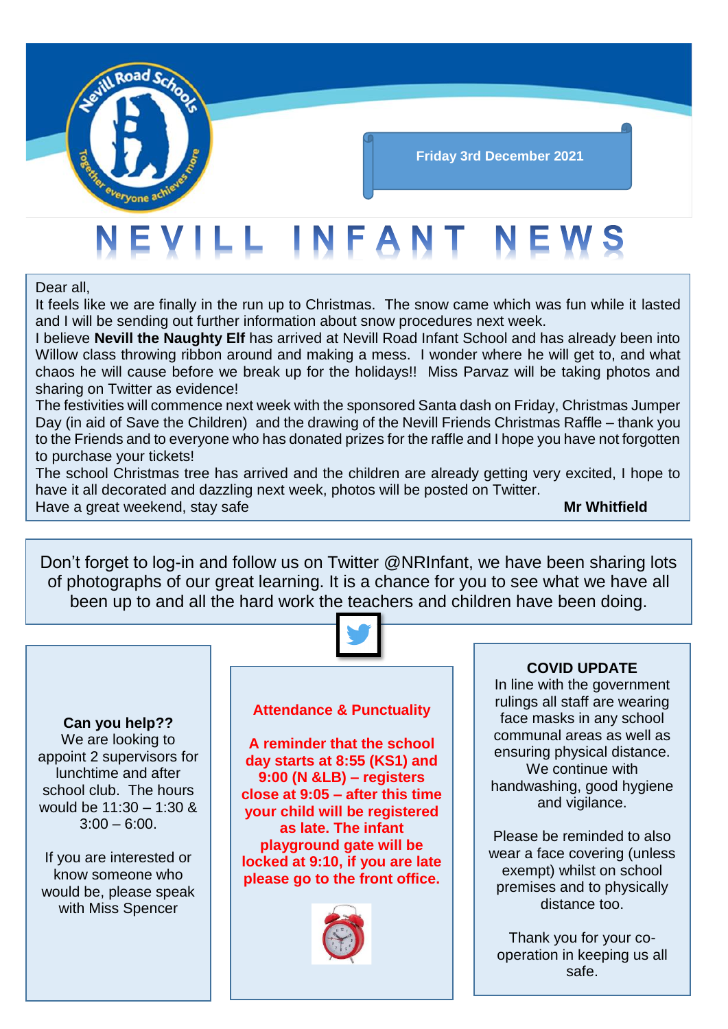Nevill Road Schools — Together everyone achieves more

**Friday 3rd December 2021**

# NEVILL INFANT NEWS

Dear all,

It feels like we are finally in the run up to Christmas. The snow came which was fun while it lasted and I will be sending out further information about snow procedures next week.

I believe **Nevill the Naughty Elf** has arrived at Nevill Road Infant School and has already been into Willow class throwing ribbon around and making a mess. I wonder where he will get to, and what chaos he will cause before we break up for the holidays!! Miss Parvaz will be taking photos and sharing on Twitter as evidence!

The festivities will commence next week with the sponsored Santa dash on Friday, Christmas Jumper Day (in aid of Save the Children) and the drawing of the Nevill Friends Christmas Raffle – thank you to the Friends and to everyone who has donated prizes for the raffle and I hope you have not forgotten to purchase your tickets!

The school Christmas tree has arrived and the children are already getting very excited, I hope to have it all decorated and dazzling next week, photos will be posted on Twitter.

Have a great weekend, stay safe

**Mr Whitfield**

Don't forget to log-in and follow us on Twitter @NRInfant, we have been sharing lots of photographs of our great learning. It is a chance for you to see what we have all been up to and all the hard work the teachers and children have been doing.

**Can you help??**

We are looking to appoint 2 supervisors for lunchtime and after school club. The hours would be 11:30 – 1:30 & 3:00 – 6:00.

If you are interested or know someone who would be, please speak with Miss Spencer

**Attendance & Punctuality**

**A reminder that the school day starts at 8:55 (KS1) and 9:00 (N &LB) – registers close at 9:05 – after this time your child will be registered as late. The infant playground gate will be locked at 9:10, if you are late please go to the front office.**

**COVID UPDATE**

In line with the government rulings all staff are wearing face masks in any school communal areas as well as ensuring physical distance. We continue with handwashing, good hygiene and vigilance.

Please be reminded to also wear a face covering (unless exempt) whilst on school premises and to physically distance too.

Thank you for your co-operation in keeping us all safe.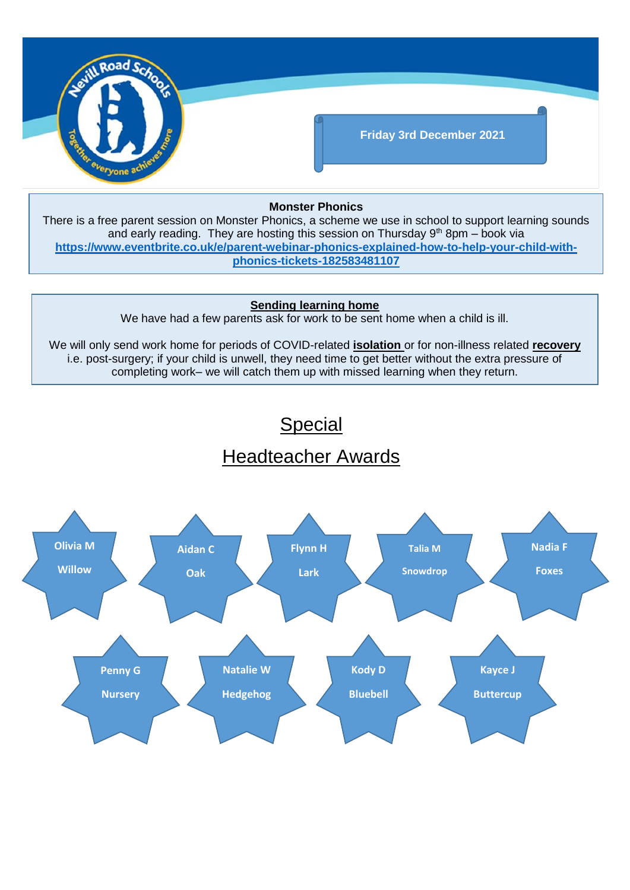Friday 3rd December 2021

**Monster Phonics**

There is a free parent session on Monster Phonics, a scheme we use in school to support learning sounds and early reading. They are hosting this session on Thursday 9th 8pm – book via **https://www.eventbrite.co.uk/e/parent-webinar-phonics-explained-how-to-help-your-child-with-phonics-tickets-182583481107**

**Sending learning home**

We have had a few parents ask for work to be sent home when a child is ill.

We will only send work home for periods of COVID-related **isolation** or for non-illness related **recovery** i.e. post-surgery; if your child is unwell, they need time to get better without the extra pressure of completing work– we will catch them up with missed learning when they return.

# Special Headteacher Awards

- **Olivia M** – Willow
- **Aidan C** – Oak
- **Flynn H** – Lark
- **Talia M** – Snowdrop
- **Nadia F** – Foxes
- **Penny G** – Nursery
- **Natalie W** – Hedgehog
- **Kody D** – Bluebell
- **Kayce J** – Buttercup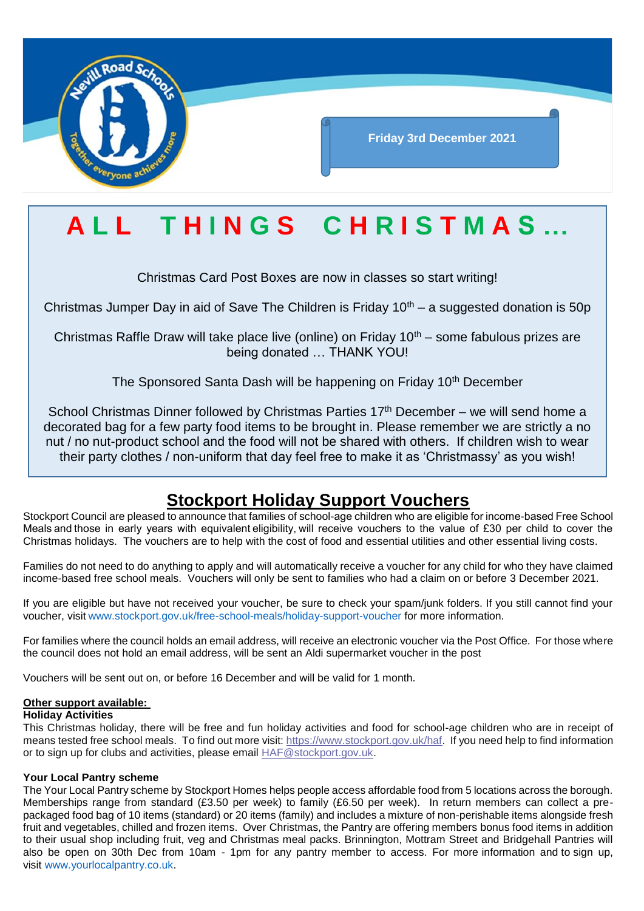Friday 3rd December 2021

# A L L T H I N G S C H R I S T M A S …

Christmas Card Post Boxes are now in classes so start writing!

Christmas Jumper Day in aid of Save The Children is Friday 10th – a suggested donation is 50p

Christmas Raffle Draw will take place live (online) on Friday 10th – some fabulous prizes are being donated … THANK YOU!

The Sponsored Santa Dash will be happening on Friday 10th December

School Christmas Dinner followed by Christmas Parties 17th December – we will send home a decorated bag for a few party food items to be brought in. Please remember we are strictly a no nut / no nut-product school and the food will not be shared with others. If children wish to wear their party clothes / non-uniform that day feel free to make it as 'Christmassy' as you wish!

## Stockport Holiday Support Vouchers

Stockport Council are pleased to announce that families of school-age children who are eligible for income-based Free School Meals and those in early years with equivalent eligibility, will receive vouchers to the value of £30 per child to cover the Christmas holidays. The vouchers are to help with the cost of food and essential utilities and other essential living costs.

Families do not need to do anything to apply and will automatically receive a voucher for any child for who they have claimed income-based free school meals. Vouchers will only be sent to families who had a claim on or before 3 December 2021.

If you are eligible but have not received your voucher, be sure to check your spam/junk folders. If you still cannot find your voucher, visit www.stockport.gov.uk/free-school-meals/holiday-support-voucher for more information.

For families where the council holds an email address, will receive an electronic voucher via the Post Office. For those where the council does not hold an email address, will be sent an Aldi supermarket voucher in the post

Vouchers will be sent out on, or before 16 December and will be valid for 1 month.

**Other support available:**

**Holiday Activities**

This Christmas holiday, there will be free and fun holiday activities and food for school-age children who are in receipt of means tested free school meals. To find out more visit: https://www.stockport.gov.uk/haf. If you need help to find information or to sign up for clubs and activities, please email HAF@stockport.gov.uk.

**Your Local Pantry scheme**

The Your Local Pantry scheme by Stockport Homes helps people access affordable food from 5 locations across the borough. Memberships range from standard (£3.50 per week) to family (£6.50 per week). In return members can collect a pre-packaged food bag of 10 items (standard) or 20 items (family) and includes a mixture of non-perishable items alongside fresh fruit and vegetables, chilled and frozen items. Over Christmas, the Pantry are offering members bonus food items in addition to their usual shop including fruit, veg and Christmas meal packs. Brinnington, Mottram Street and Bridgehall Pantries will also be open on 30th Dec from 10am - 1pm for any pantry member to access. For more information and to sign up, visit www.yourlocalpantry.co.uk.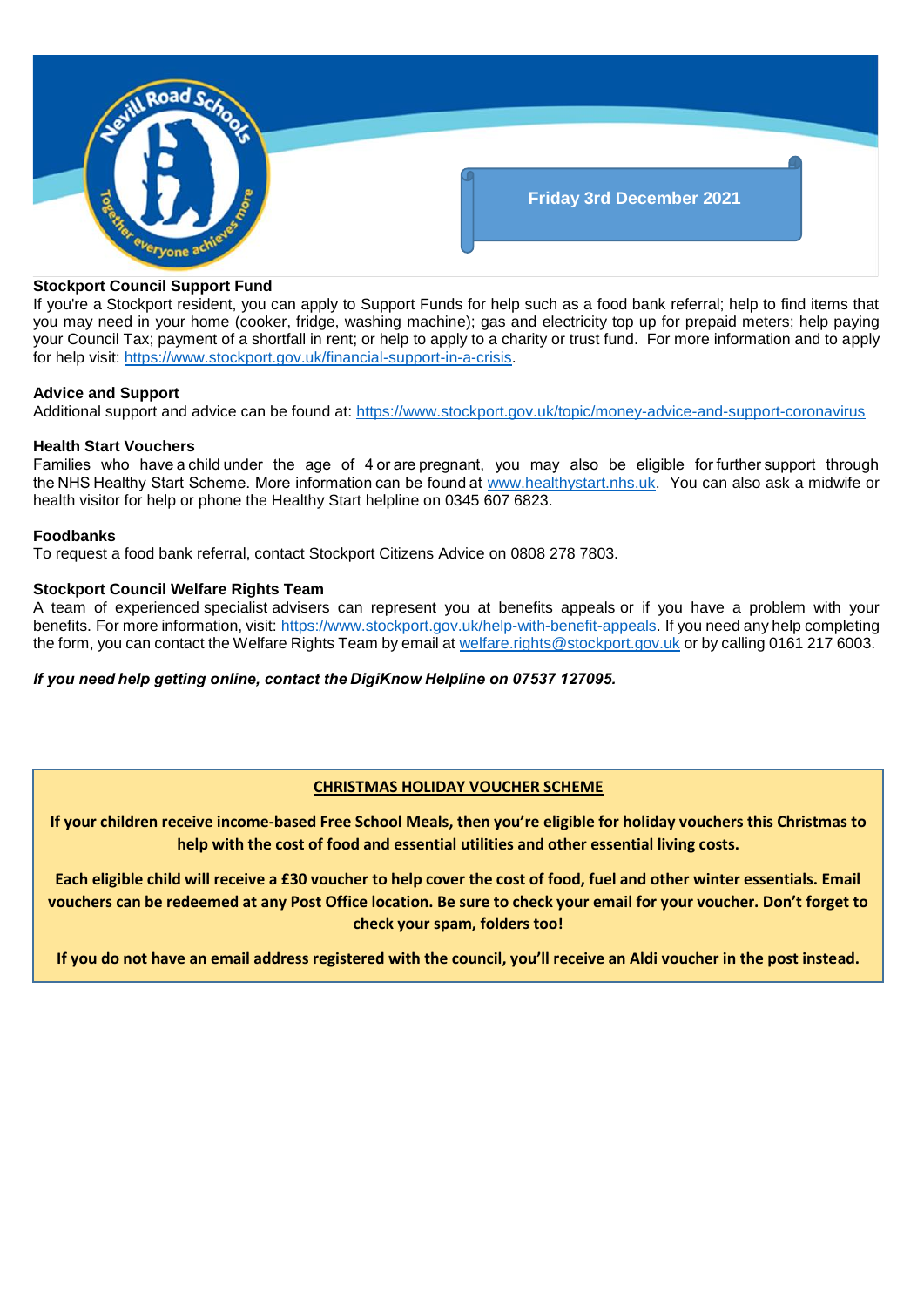Friday 3rd December 2021

**Stockport Council Support Fund**

If you're a Stockport resident, you can apply to Support Funds for help such as a food bank referral; help to find items that you may need in your home (cooker, fridge, washing machine); gas and electricity top up for prepaid meters; help paying your Council Tax; payment of a shortfall in rent; or help to apply to a charity or trust fund. For more information and to apply for help visit: https://www.stockport.gov.uk/financial-support-in-a-crisis.

**Advice and Support**

Additional support and advice can be found at: https://www.stockport.gov.uk/topic/money-advice-and-support-coronavirus

**Health Start Vouchers**

Families who have a child under the age of 4 or are pregnant, you may also be eligible for further support through the NHS Healthy Start Scheme. More information can be found at www.healthystart.nhs.uk. You can also ask a midwife or health visitor for help or phone the Healthy Start helpline on 0345 607 6823.

**Foodbanks**

To request a food bank referral, contact Stockport Citizens Advice on 0808 278 7803.

**Stockport Council Welfare Rights Team**

A team of experienced specialist advisers can represent you at benefits appeals or if you have a problem with your benefits. For more information, visit: https://www.stockport.gov.uk/help-with-benefit-appeals. If you need any help completing the form, you can contact the Welfare Rights Team by email at welfare.rights@stockport.gov.uk or by calling 0161 217 6003.

***If you need help getting online, contact the DigiKnow Helpline on 07537 127095.***

**CHRISTMAS HOLIDAY VOUCHER SCHEME**

**If your children receive income-based Free School Meals, then you're eligible for holiday vouchers this Christmas to help with the cost of food and essential utilities and other essential living costs.**

**Each eligible child will receive a £30 voucher to help cover the cost of food, fuel and other winter essentials. Email vouchers can be redeemed at any Post Office location. Be sure to check your email for your voucher. Don't forget to check your spam, folders too!**

**If you do not have an email address registered with the council, you'll receive an Aldi voucher in the post instead.**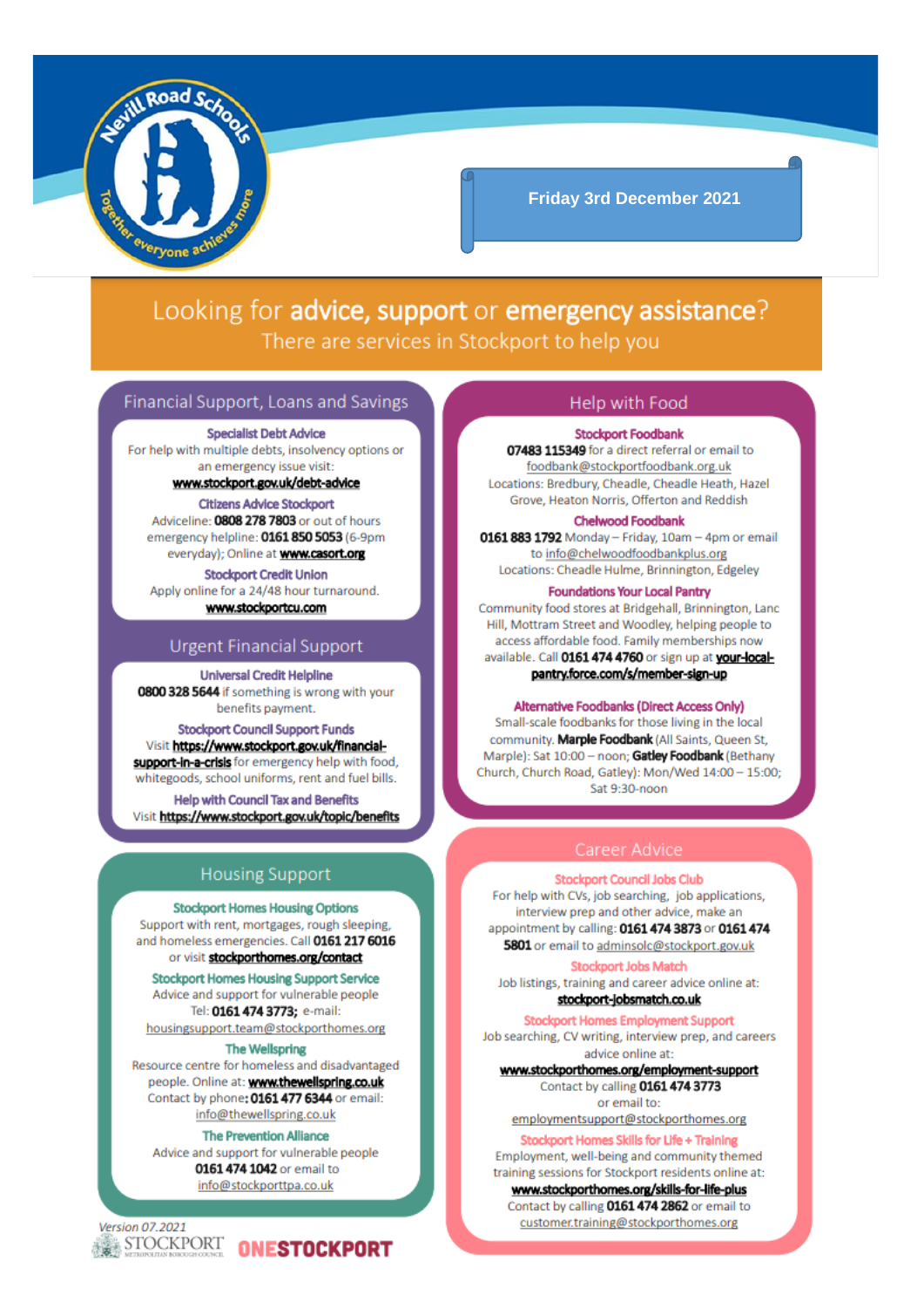Friday 3rd December 2021

# Looking for **advice, support** or **emergency assistance**?

There are services in Stockport to help you

## Financial Support, Loans and Savings

**Specialist Debt Advice**

For help with multiple debts, insolvency options or an emergency issue visit:

**www.stockport.gov.uk/debt-advice**

**Citizens Advice Stockport**

Adviceline: **0808 278 7803** or out of hours emergency helpline: **0161 850 5053** (6-9pm everyday); Online at **www.casort.org**

**Stockport Credit Union**

Apply online for a 24/48 hour turnaround.

**www.stockportcu.com**

## Urgent Financial Support

**Universal Credit Helpline**

**0800 328 5644** if something is wrong with your benefits payment.

**Stockport Council Support Funds**

Visit **https://www.stockport.gov.uk/financial-support-in-a-crisis** for emergency help with food, whitegoods, school uniforms, rent and fuel bills.

**Help with Council Tax and Benefits**

Visit **https://www.stockport.gov.uk/topic/benefits**

## Housing Support

**Stockport Homes Housing Options**

Support with rent, mortgages, rough sleeping, and homeless emergencies. Call **0161 217 6016** or visit **stockporthomes.org/contact**

**Stockport Homes Housing Support Service**

Advice and support for vulnerable people

Tel: **0161 474 3773;** e-mail:

housingsupport.team@stockporthomes.org

**The Wellspring**

Resource centre for homeless and disadvantaged people. Online at: **www.thewellspring.co.uk**

Contact by phone: **0161 477 6344** or email:

info@thewellspring.co.uk

**The Prevention Alliance**

Advice and support for vulnerable people

**0161 474 1042** or email to

info@stockporttpa.co.uk

## Help with Food

**Stockport Foodbank**

**07483 115349** for a direct referral or email to

foodbank@stockportfoodbank.org.uk

Locations: Bredbury, Cheadle, Cheadle Heath, Hazel Grove, Heaton Norris, Offerton and Reddish

**Chelwood Foodbank**

**0161 883 1792** Monday – Friday, 10am – 4pm or email to info@chelwoodfoodbankplus.org

Locations: Cheadle Hulme, Brinnington, Edgeley

**Foundations Your Local Pantry**

Community food stores at Bridgehall, Brinnington, Lancashire Hill, Mottram Street and Woodley, helping people to access affordable food. Family memberships now available. Call **0161 474 4760** or sign up at **your-local-pantry.force.com/s/member-sign-up**

**Alternative Foodbanks (Direct Access Only)**

Small-scale foodbanks for those living in the local community. **Marple Foodbank** (All Saints, Queen St, Marple): Sat 10:00 – noon; **Gatley Foodbank** (Bethany Church, Church Road, Gatley): Mon/Wed 14:00 – 15:00; Sat 9:30-noon

## Career Advice

**Stockport Council Jobs Club**

For help with CVs, job searching, job applications, interview prep and other advice, make an appointment by calling: **0161 474 3873** or **0161 474 5801** or email to adminsolc@stockport.gov.uk

**Stockport Jobs Match**

Job listings, training and career advice online at:

**stockport-jobsmatch.co.uk**

**Stockport Homes Employment Support**

Job searching, CV writing, interview prep, and careers advice online at:

**www.stockporthomes.org/employment-support**

Contact by calling **0161 474 3773**

or email to:

employmentsupport@stockporthomes.org

**Stockport Homes Skills for Life + Training**

Employment, well-being and community themed training sessions for Stockport residents online at:

**www.stockporthomes.org/skills-for-life-plus**

Contact by calling **0161 474 2862** or email to

customer.training@stockporthomes.org

*Version 07.2021*

STOCKPORT METROPOLITAN BOROUGH COUNCIL ONESTOCKPORT